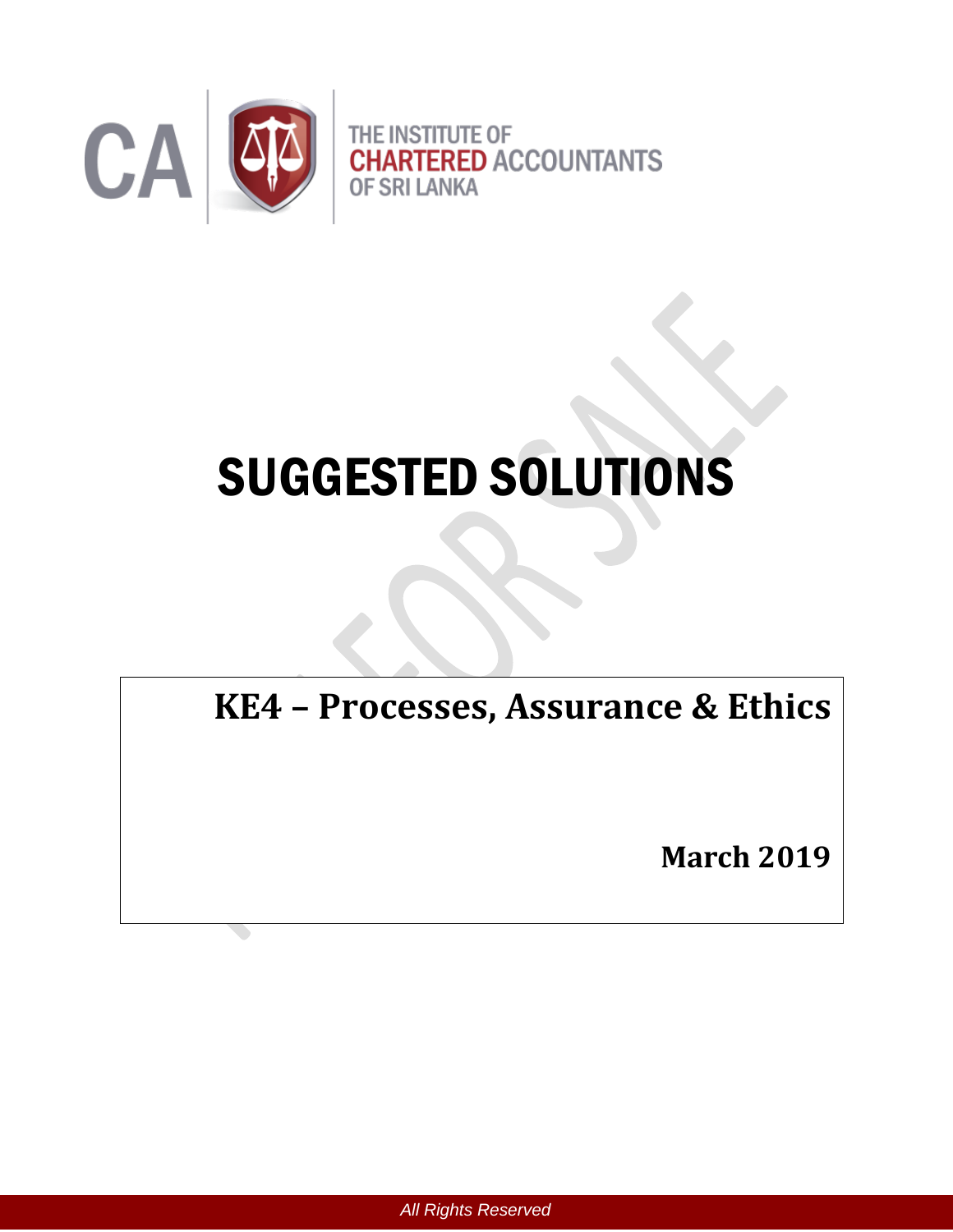CA | THE INSTITUTE OF CHARTERED ACCOUNTANTS OF SRI LANKA

# SUGGESTED SOLUTIONS

## KE4 – Processes, Assurance & Ethics

**March 2019**

*All Rights Reserved*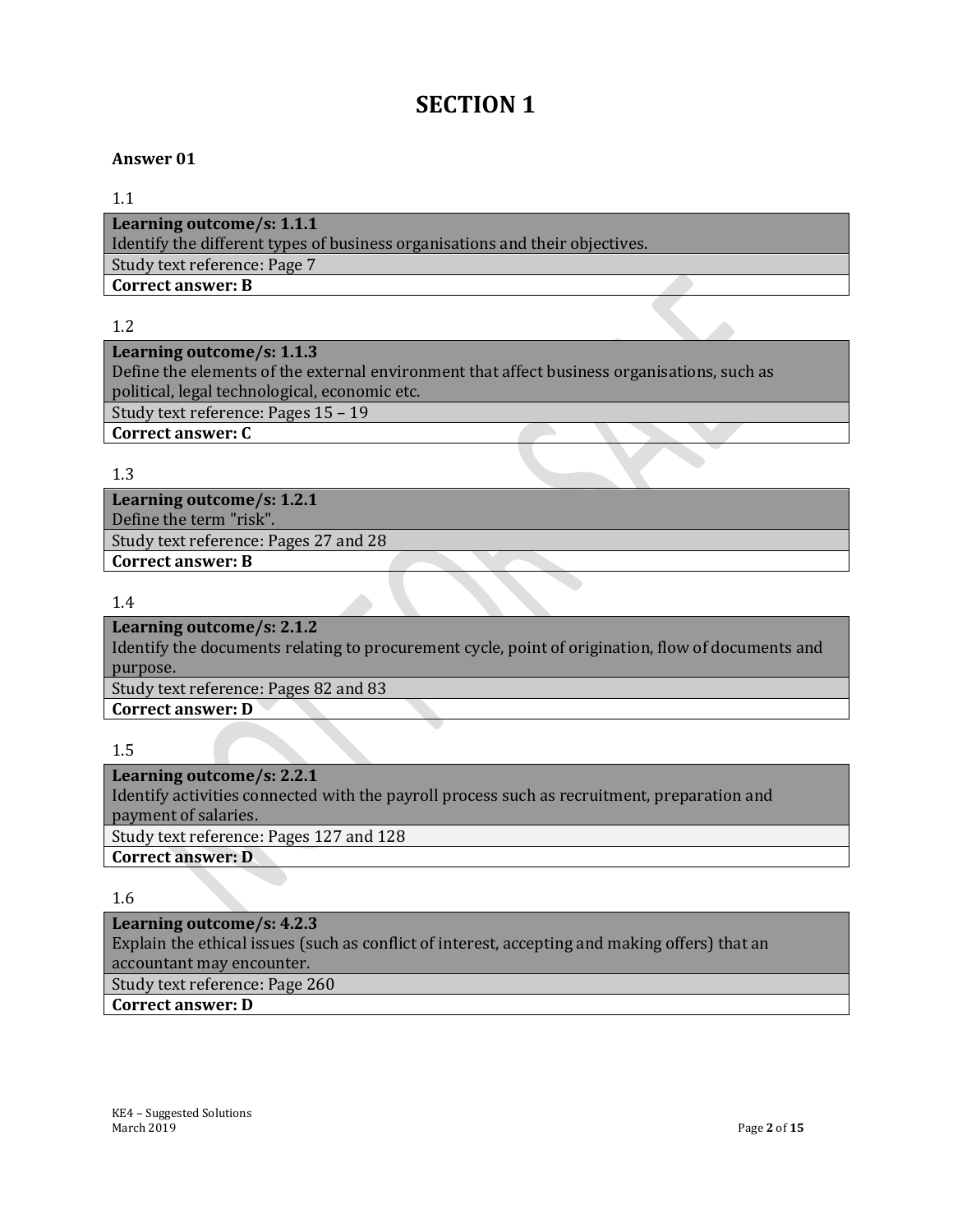# SECTION 1

**Answer 01**

1.1

| **Learning outcome/s: 1.1.1** |
|---|
| Identify the different types of business organisations and their objectives. |
| Study text reference: Page 7 |
| **Correct answer: B** |

1.2

| **Learning outcome/s: 1.1.3** |
|---|
| Define the elements of the external environment that affect business organisations, such as political, legal technological, economic etc. |
| Study text reference: Pages 15 – 19 |
| **Correct answer: C** |

1.3

| **Learning outcome/s: 1.2.1** |
|---|
| Define the term "risk". |
| Study text reference: Pages 27 and 28 |
| **Correct answer: B** |

1.4

| **Learning outcome/s: 2.1.2** |
|---|
| Identify the documents relating to procurement cycle, point of origination, flow of documents and purpose. |
| Study text reference: Pages 82 and 83 |
| **Correct answer: D** |

1.5

| **Learning outcome/s: 2.2.1** |
|---|
| Identify activities connected with the payroll process such as recruitment, preparation and payment of salaries. |
| Study text reference: Pages 127 and 128 |
| **Correct answer: D** |

1.6

| **Learning outcome/s: 4.2.3** |
|---|
| Explain the ethical issues (such as conflict of interest, accepting and making offers) that an accountant may encounter. |
| Study text reference: Page 260 |
| **Correct answer: D** |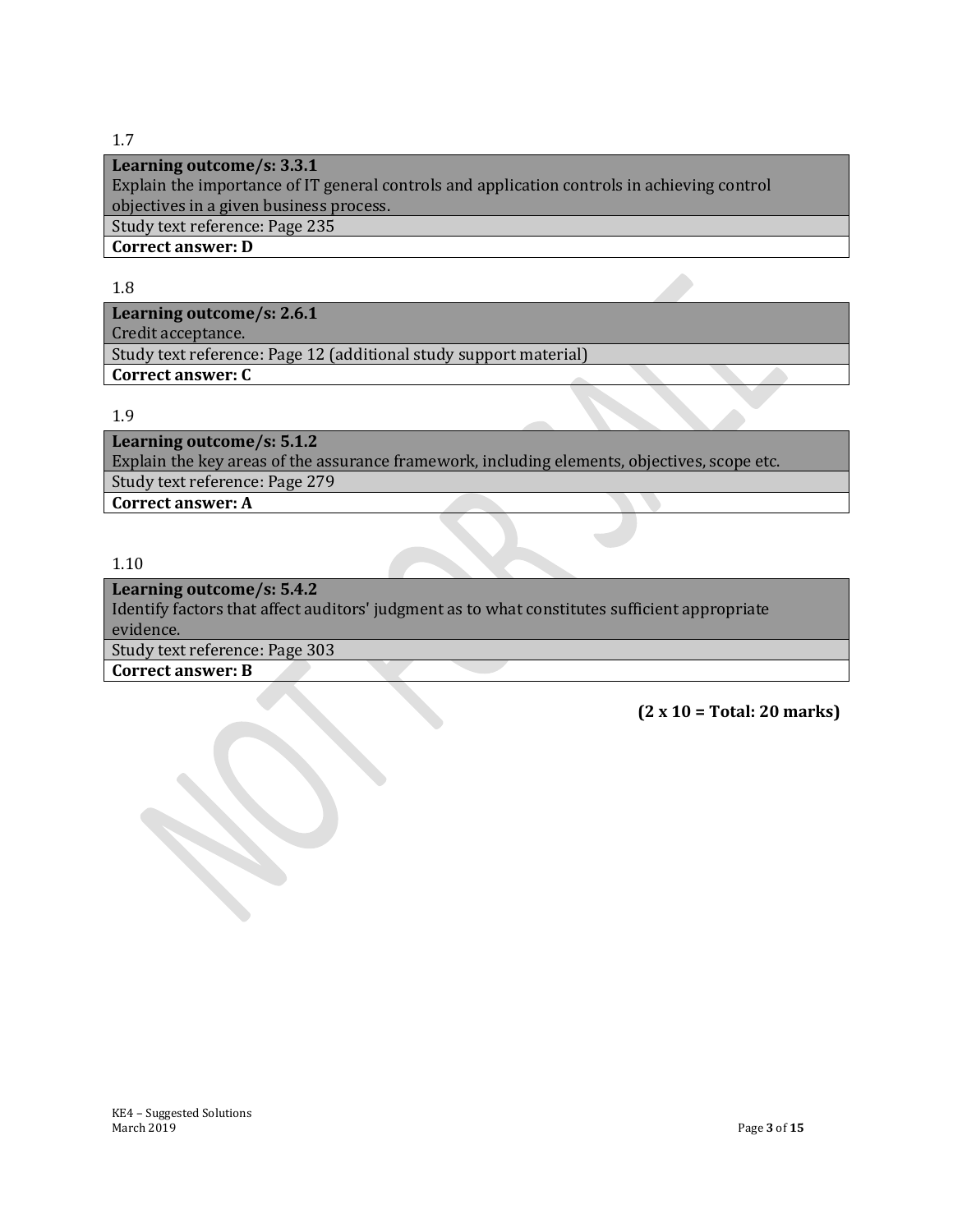1.7

| **Learning outcome/s: 3.3.1**<br>Explain the importance of IT general controls and application controls in achieving control objectives in a given business process. |
|---|
| Study text reference: Page 235 |
| **Correct answer: D** |

1.8

| **Learning outcome/s: 2.6.1**<br>Credit acceptance. |
|---|
| Study text reference: Page 12 (additional study support material) |
| **Correct answer: C** |

1.9

| **Learning outcome/s: 5.1.2**<br>Explain the key areas of the assurance framework, including elements, objectives, scope etc. |
|---|
| Study text reference: Page 279 |
| **Correct answer: A** |

1.10

| **Learning outcome/s: 5.4.2**<br>Identify factors that affect auditors' judgment as to what constitutes sufficient appropriate evidence. |
|---|
| Study text reference: Page 303 |
| **Correct answer: B** |

**(2 x 10 = Total: 20 marks)**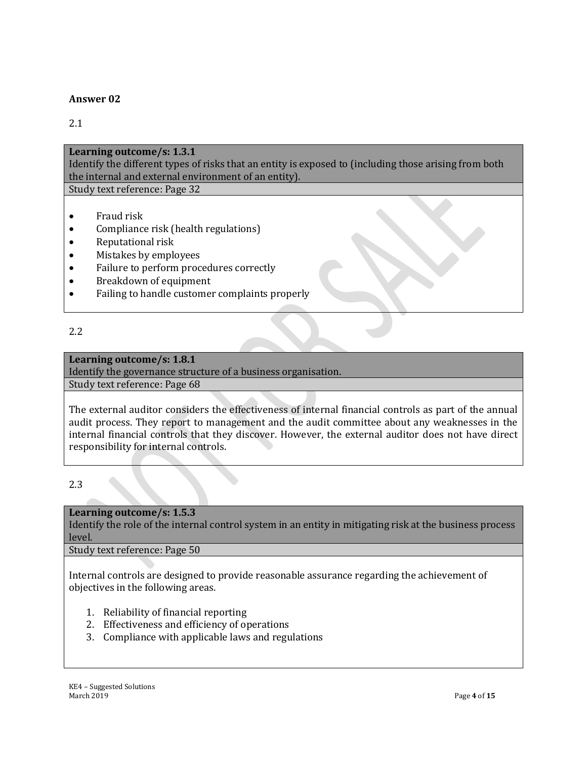**Answer 02**

2.1

**Learning outcome/s: 1.3.1**
Identify the different types of risks that an entity is exposed to (including those arising from both the internal and external environment of an entity).
Study text reference: Page 32

- Fraud risk
- Compliance risk (health regulations)
- Reputational risk
- Mistakes by employees
- Failure to perform procedures correctly
- Breakdown of equipment
- Failing to handle customer complaints properly

2.2

**Learning outcome/s: 1.8.1**
Identify the governance structure of a business organisation.
Study text reference: Page 68

The external auditor considers the effectiveness of internal financial controls as part of the annual audit process. They report to management and the audit committee about any weaknesses in the internal financial controls that they discover. However, the external auditor does not have direct responsibility for internal controls.

2.3

**Learning outcome/s: 1.5.3**
Identify the role of the internal control system in an entity in mitigating risk at the business process level.
Study text reference: Page 50

Internal controls are designed to provide reasonable assurance regarding the achievement of objectives in the following areas.

1. Reliability of financial reporting
2. Effectiveness and efficiency of operations
3. Compliance with applicable laws and regulations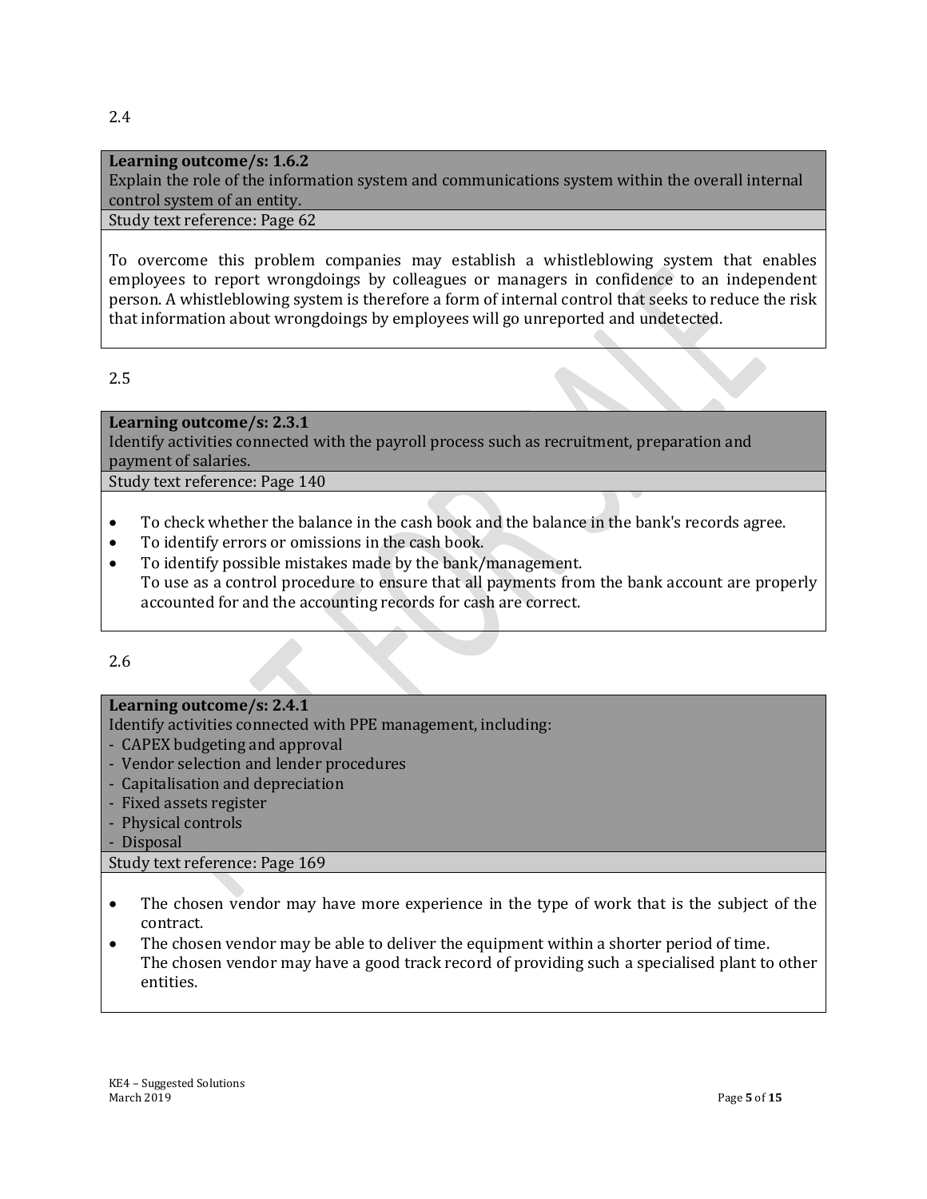2.4

**Learning outcome/s: 1.6.2**
Explain the role of the information system and communications system within the overall internal control system of an entity.
Study text reference: Page 62

To overcome this problem companies may establish a whistleblowing system that enables employees to report wrongdoings by colleagues or managers in confidence to an independent person. A whistleblowing system is therefore a form of internal control that seeks to reduce the risk that information about wrongdoings by employees will go unreported and undetected.

2.5

**Learning outcome/s: 2.3.1**
Identify activities connected with the payroll process such as recruitment, preparation and payment of salaries.
Study text reference: Page 140

- To check whether the balance in the cash book and the balance in the bank's records agree.
- To identify errors or omissions in the cash book.
- To identify possible mistakes made by the bank/management.
  To use as a control procedure to ensure that all payments from the bank account are properly accounted for and the accounting records for cash are correct.

2.6

**Learning outcome/s: 2.4.1**
Identify activities connected with PPE management, including:
- CAPEX budgeting and approval
- Vendor selection and lender procedures
- Capitalisation and depreciation
- Fixed assets register
- Physical controls
- Disposal

Study text reference: Page 169

- The chosen vendor may have more experience in the type of work that is the subject of the contract.
- The chosen vendor may be able to deliver the equipment within a shorter period of time.
  The chosen vendor may have a good track record of providing such a specialised plant to other entities.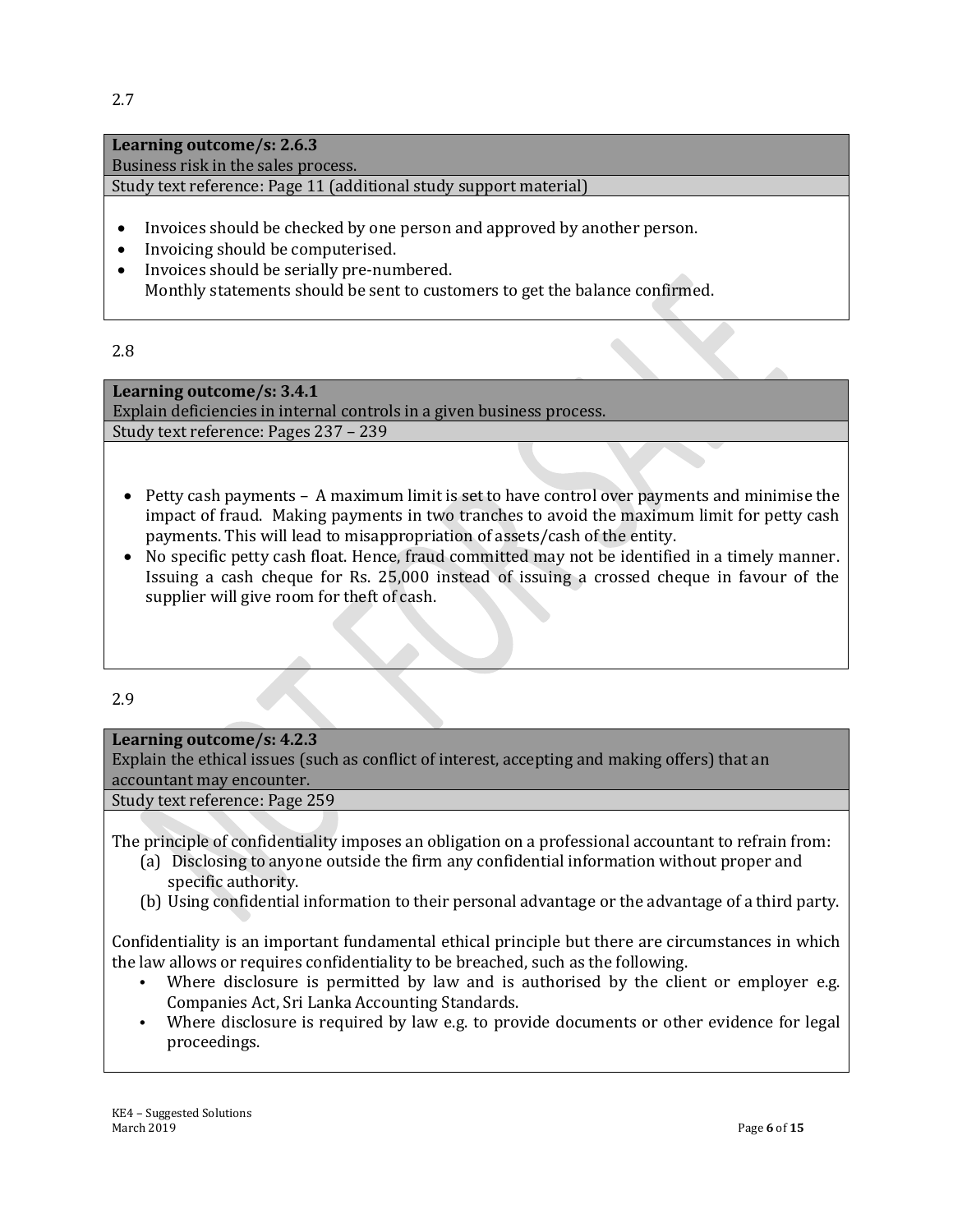2.7

**Learning outcome/s: 2.6.3**
Business risk in the sales process.
Study text reference: Page 11 (additional study support material)

- Invoices should be checked by one person and approved by another person.
- Invoicing should be computerised.
- Invoices should be serially pre-numbered.
  Monthly statements should be sent to customers to get the balance confirmed.

2.8

**Learning outcome/s: 3.4.1**
Explain deficiencies in internal controls in a given business process.
Study text reference: Pages 237 – 239

- Petty cash payments – A maximum limit is set to have control over payments and minimise the impact of fraud. Making payments in two tranches to avoid the maximum limit for petty cash payments. This will lead to misappropriation of assets/cash of the entity.
- No specific petty cash float. Hence, fraud committed may not be identified in a timely manner. Issuing a cash cheque for Rs. 25,000 instead of issuing a crossed cheque in favour of the supplier will give room for theft of cash.

2.9

**Learning outcome/s: 4.2.3**
Explain the ethical issues (such as conflict of interest, accepting and making offers) that an accountant may encounter.
Study text reference: Page 259

The principle of confidentiality imposes an obligation on a professional accountant to refrain from:

(a) Disclosing to anyone outside the firm any confidential information without proper and specific authority.
(b) Using confidential information to their personal advantage or the advantage of a third party.

Confidentiality is an important fundamental ethical principle but there are circumstances in which the law allows or requires confidentiality to be breached, such as the following.

- Where disclosure is permitted by law and is authorised by the client or employer e.g. Companies Act, Sri Lanka Accounting Standards.
- Where disclosure is required by law e.g. to provide documents or other evidence for legal proceedings.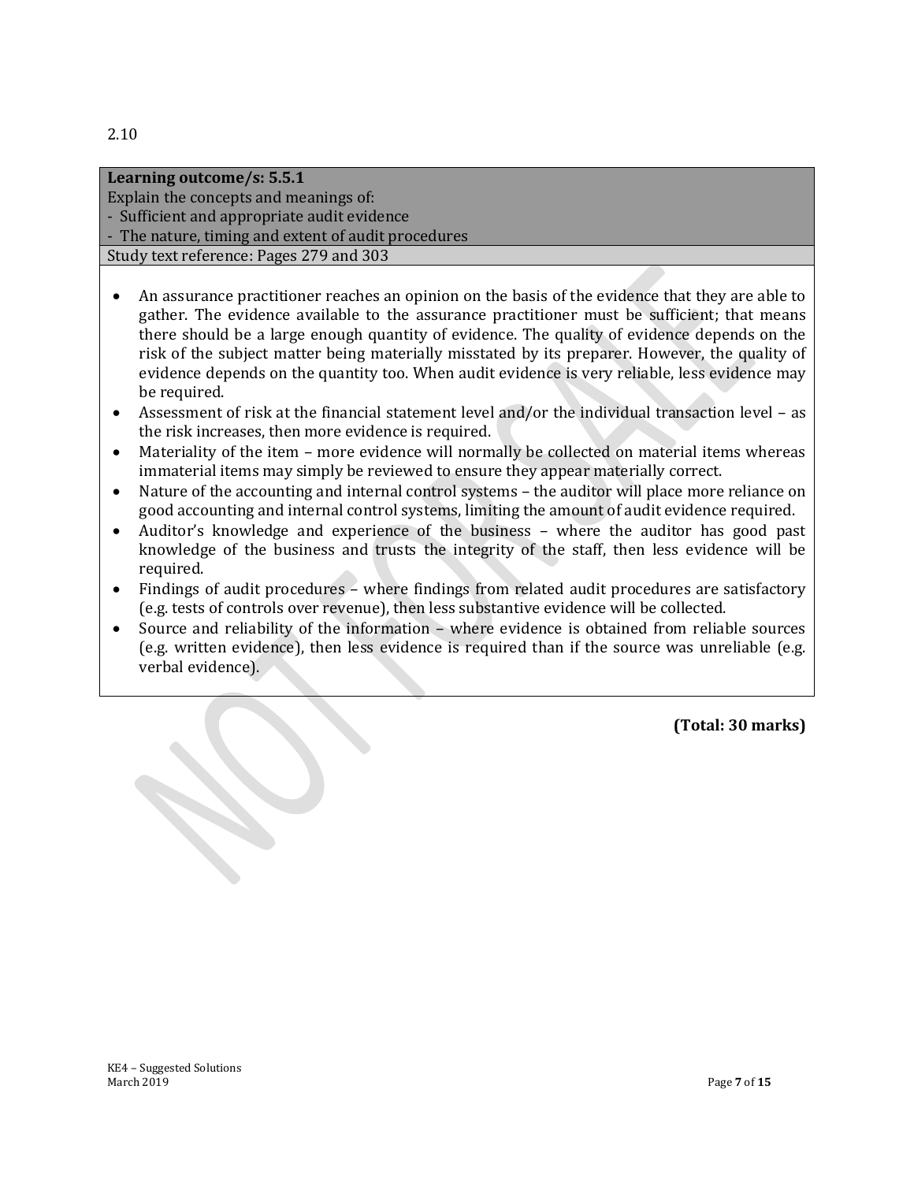2.10

| **Learning outcome/s: 5.5.1**<br>Explain the concepts and meanings of:<br>- Sufficient and appropriate audit evidence<br>- The nature, timing and extent of audit procedures |
|---|
| Study text reference: Pages 279 and 303 |

- An assurance practitioner reaches an opinion on the basis of the evidence that they are able to gather. The evidence available to the assurance practitioner must be sufficient; that means there should be a large enough quantity of evidence. The quality of evidence depends on the risk of the subject matter being materially misstated by its preparer. However, the quality of evidence depends on the quantity too. When audit evidence is very reliable, less evidence may be required.
- Assessment of risk at the financial statement level and/or the individual transaction level – as the risk increases, then more evidence is required.
- Materiality of the item – more evidence will normally be collected on material items whereas immaterial items may simply be reviewed to ensure they appear materially correct.
- Nature of the accounting and internal control systems – the auditor will place more reliance on good accounting and internal control systems, limiting the amount of audit evidence required.
- Auditor's knowledge and experience of the business – where the auditor has good past knowledge of the business and trusts the integrity of the staff, then less evidence will be required.
- Findings of audit procedures – where findings from related audit procedures are satisfactory (e.g. tests of controls over revenue), then less substantive evidence will be collected.
- Source and reliability of the information – where evidence is obtained from reliable sources (e.g. written evidence), then less evidence is required than if the source was unreliable (e.g. verbal evidence).

**(Total: 30 marks)**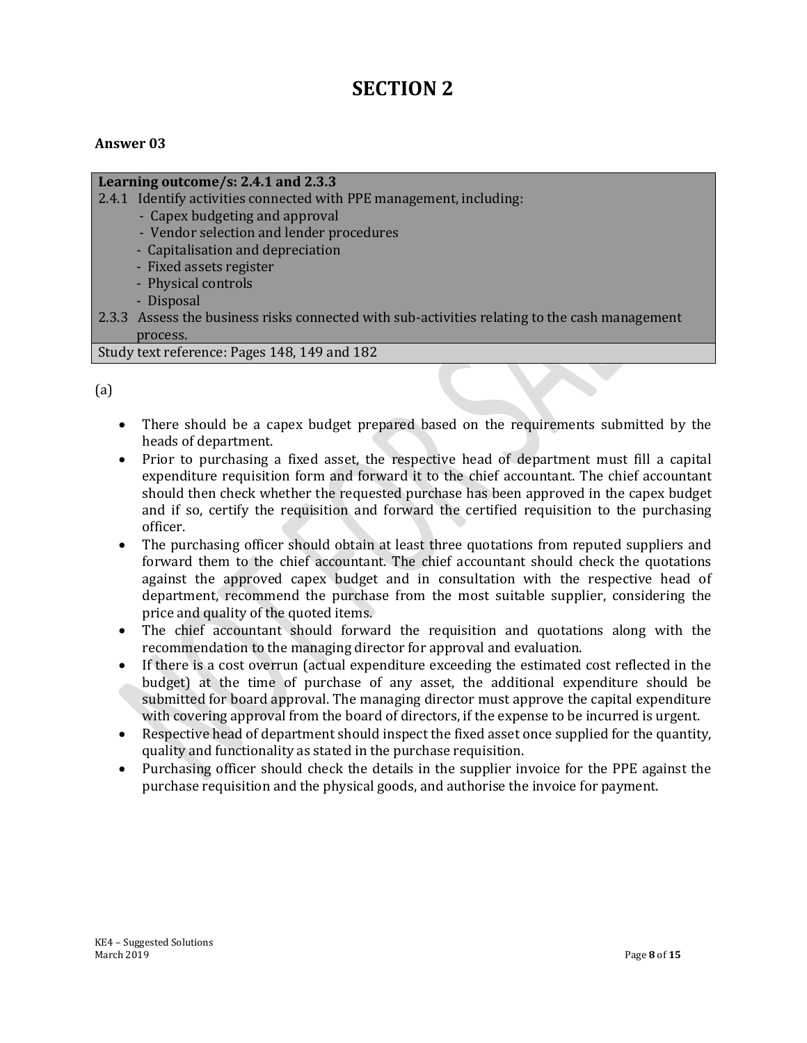# SECTION 2

### Answer 03

| **Learning outcome/s: 2.4.1 and 2.3.3** |
| --- |
| 2.4.1 Identify activities connected with PPE management, including:<br>- Capex budgeting and approval<br>- Vendor selection and lender procedures<br>- Capitalisation and depreciation<br>- Fixed assets register<br>- Physical controls<br>- Disposal<br>2.3.3 Assess the business risks connected with sub-activities relating to the cash management process. |
| Study text reference: Pages 148, 149 and 182 |

(a)

- There should be a capex budget prepared based on the requirements submitted by the heads of department.
- Prior to purchasing a fixed asset, the respective head of department must fill a capital expenditure requisition form and forward it to the chief accountant. The chief accountant should then check whether the requested purchase has been approved in the capex budget and if so, certify the requisition and forward the certified requisition to the purchasing officer.
- The purchasing officer should obtain at least three quotations from reputed suppliers and forward them to the chief accountant. The chief accountant should check the quotations against the approved capex budget and in consultation with the respective head of department, recommend the purchase from the most suitable supplier, considering the price and quality of the quoted items.
- The chief accountant should forward the requisition and quotations along with the recommendation to the managing director for approval and evaluation.
- If there is a cost overrun (actual expenditure exceeding the estimated cost reflected in the budget) at the time of purchase of any asset, the additional expenditure should be submitted for board approval. The managing director must approve the capital expenditure with covering approval from the board of directors, if the expense to be incurred is urgent.
- Respective head of department should inspect the fixed asset once supplied for the quantity, quality and functionality as stated in the purchase requisition.
- Purchasing officer should check the details in the supplier invoice for the PPE against the purchase requisition and the physical goods, and authorise the invoice for payment.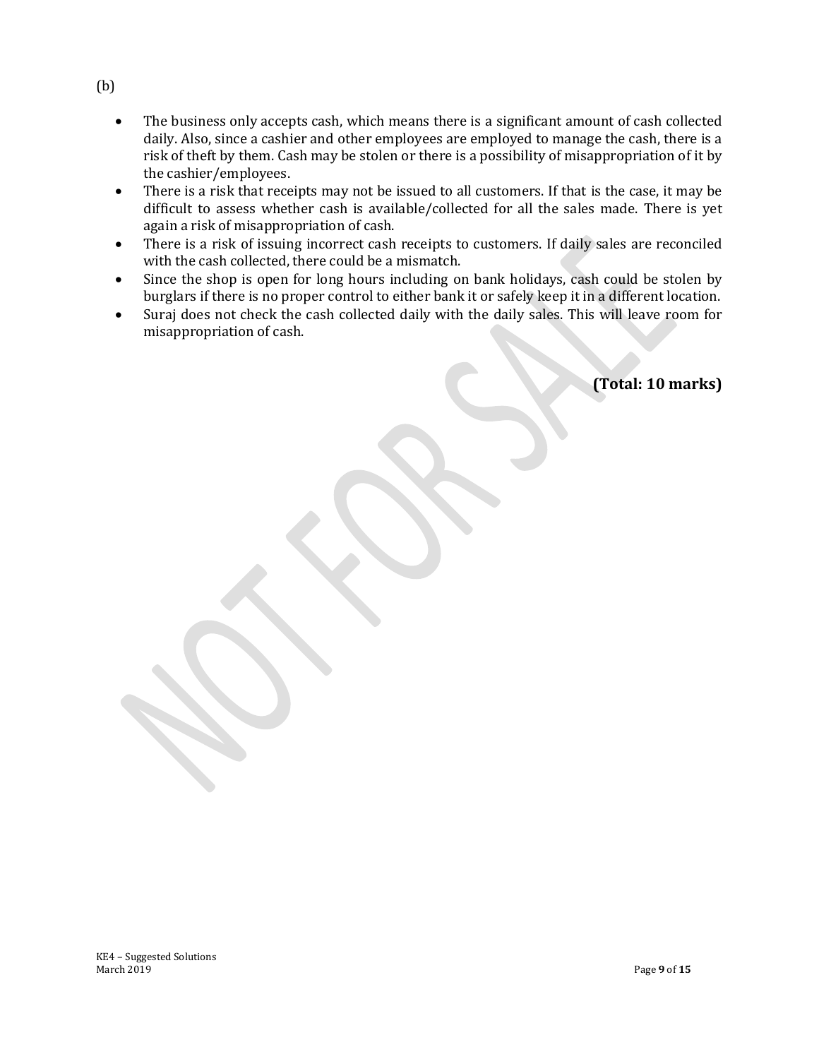(b)

- The business only accepts cash, which means there is a significant amount of cash collected daily. Also, since a cashier and other employees are employed to manage the cash, there is a risk of theft by them. Cash may be stolen or there is a possibility of misappropriation of it by the cashier/employees.
- There is a risk that receipts may not be issued to all customers. If that is the case, it may be difficult to assess whether cash is available/collected for all the sales made. There is yet again a risk of misappropriation of cash.
- There is a risk of issuing incorrect cash receipts to customers. If daily sales are reconciled with the cash collected, there could be a mismatch.
- Since the shop is open for long hours including on bank holidays, cash could be stolen by burglars if there is no proper control to either bank it or safely keep it in a different location.
- Suraj does not check the cash collected daily with the daily sales. This will leave room for misappropriation of cash.

**(Total: 10 marks)**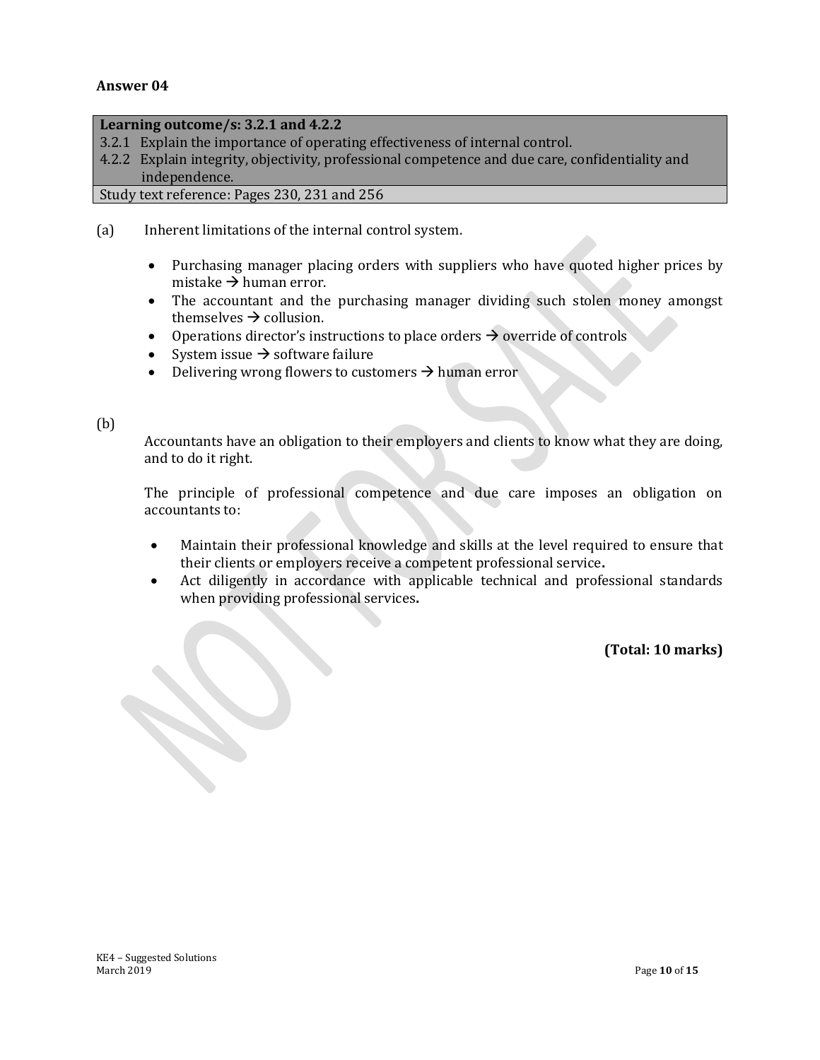## Answer 04

| **Learning outcome/s: 3.2.1 and 4.2.2** |
| --- |
| 3.2.1 Explain the importance of operating effectiveness of internal control. |
| 4.2.2 Explain integrity, objectivity, professional competence and due care, confidentiality and independence. |
| Study text reference: Pages 230, 231 and 256 |

(a) Inherent limitations of the internal control system.

- Purchasing manager placing orders with suppliers who have quoted higher prices by mistake → human error.
- The accountant and the purchasing manager dividing such stolen money amongst themselves → collusion.
- Operations director's instructions to place orders → override of controls
- System issue → software failure
- Delivering wrong flowers to customers → human error

(b)

Accountants have an obligation to their employers and clients to know what they are doing, and to do it right.

The principle of professional competence and due care imposes an obligation on accountants to:

- Maintain their professional knowledge and skills at the level required to ensure that their clients or employers receive a competent professional service.
- Act diligently in accordance with applicable technical and professional standards when providing professional services.

**(Total: 10 marks)**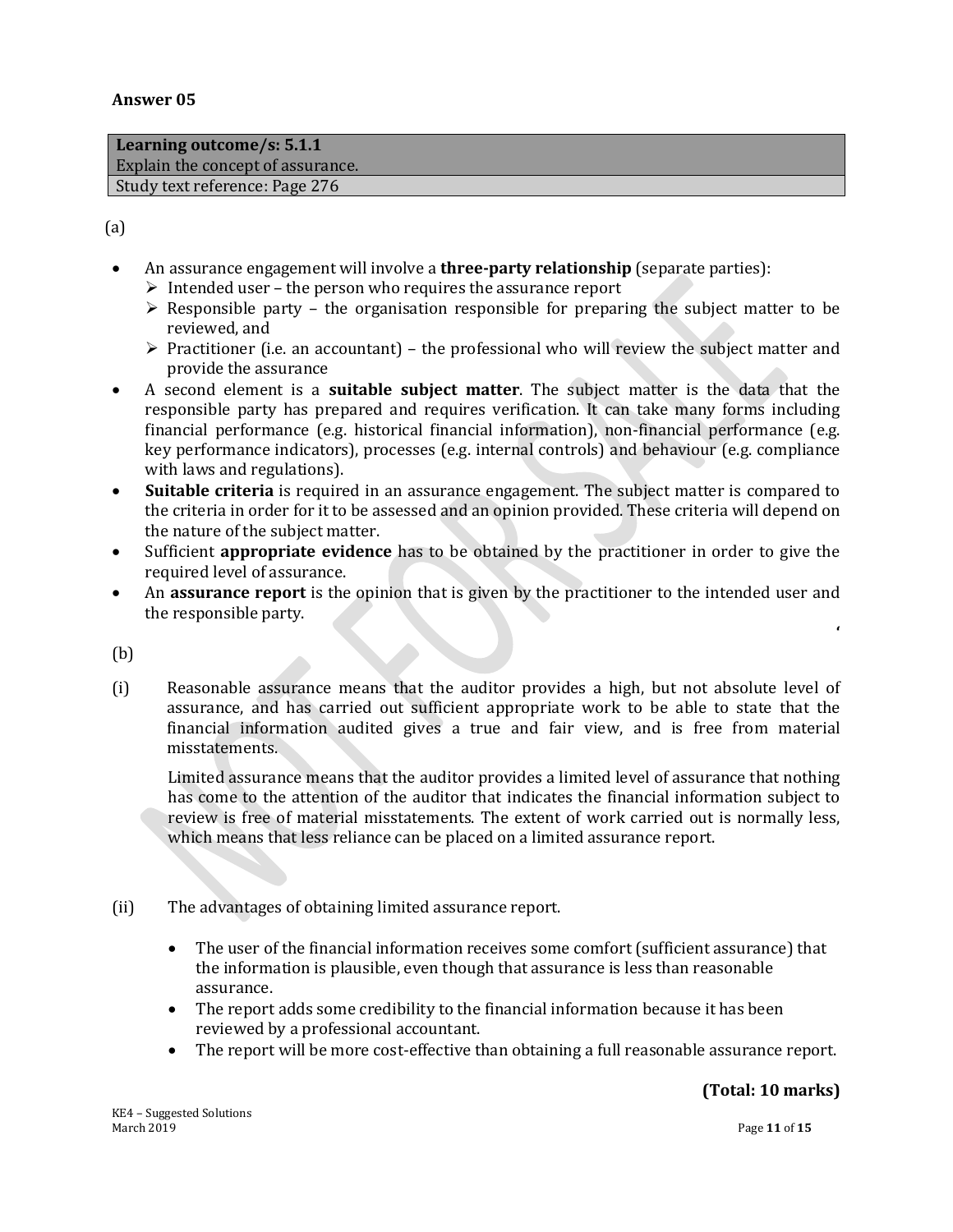**Answer 05**

| **Learning outcome/s: 5.1.1** |
|---|
| Explain the concept of assurance. |
| Study text reference: Page 276 |

(a)

- An assurance engagement will involve a **three-party relationship** (separate parties):
  - Intended user – the person who requires the assurance report
  - Responsible party – the organisation responsible for preparing the subject matter to be reviewed, and
  - Practitioner (i.e. an accountant) – the professional who will review the subject matter and provide the assurance
- A second element is a **suitable subject matter**. The subject matter is the data that the responsible party has prepared and requires verification. It can take many forms including financial performance (e.g. historical financial information), non-financial performance (e.g. key performance indicators), processes (e.g. internal controls) and behaviour (e.g. compliance with laws and regulations).
- **Suitable criteria** is required in an assurance engagement. The subject matter is compared to the criteria in order for it to be assessed and an opinion provided. These criteria will depend on the nature of the subject matter.
- Sufficient **appropriate evidence** has to be obtained by the practitioner in order to give the required level of assurance.
- An **assurance report** is the opinion that is given by the practitioner to the intended user and the responsible party.

(b)

(i) Reasonable assurance means that the auditor provides a high, but not absolute level of assurance, and has carried out sufficient appropriate work to be able to state that the financial information audited gives a true and fair view, and is free from material misstatements.

Limited assurance means that the auditor provides a limited level of assurance that nothing has come to the attention of the auditor that indicates the financial information subject to review is free of material misstatements. The extent of work carried out is normally less, which means that less reliance can be placed on a limited assurance report.

(ii) The advantages of obtaining limited assurance report.

- The user of the financial information receives some comfort (sufficient assurance) that the information is plausible, even though that assurance is less than reasonable assurance.
- The report adds some credibility to the financial information because it has been reviewed by a professional accountant.
- The report will be more cost-effective than obtaining a full reasonable assurance report.

**(Total: 10 marks)**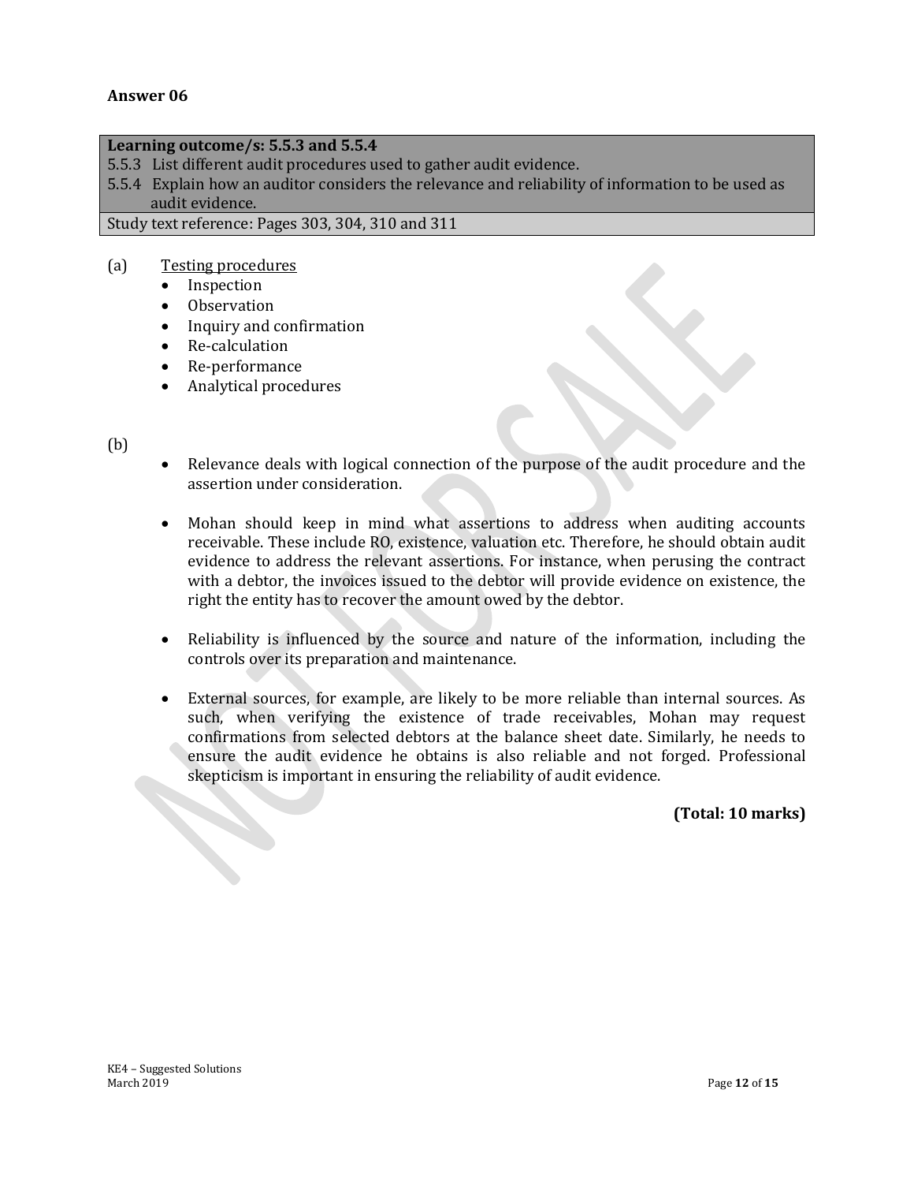## Answer 06

**Learning outcome/s: 5.5.3 and 5.5.4**
5.5.3 List different audit procedures used to gather audit evidence.
5.5.4 Explain how an auditor considers the relevance and reliability of information to be used as audit evidence.

Study text reference: Pages 303, 304, 310 and 311

(a) Testing procedures

- Inspection
- Observation
- Inquiry and confirmation
- Re-calculation
- Re-performance
- Analytical procedures

(b)

- Relevance deals with logical connection of the purpose of the audit procedure and the assertion under consideration.

- Mohan should keep in mind what assertions to address when auditing accounts receivable. These include RO, existence, valuation etc. Therefore, he should obtain audit evidence to address the relevant assertions. For instance, when perusing the contract with a debtor, the invoices issued to the debtor will provide evidence on existence, the right the entity has to recover the amount owed by the debtor.

- Reliability is influenced by the source and nature of the information, including the controls over its preparation and maintenance.

- External sources, for example, are likely to be more reliable than internal sources. As such, when verifying the existence of trade receivables, Mohan may request confirmations from selected debtors at the balance sheet date. Similarly, he needs to ensure the audit evidence he obtains is also reliable and not forged. Professional skepticism is important in ensuring the reliability of audit evidence.

**(Total: 10 marks)**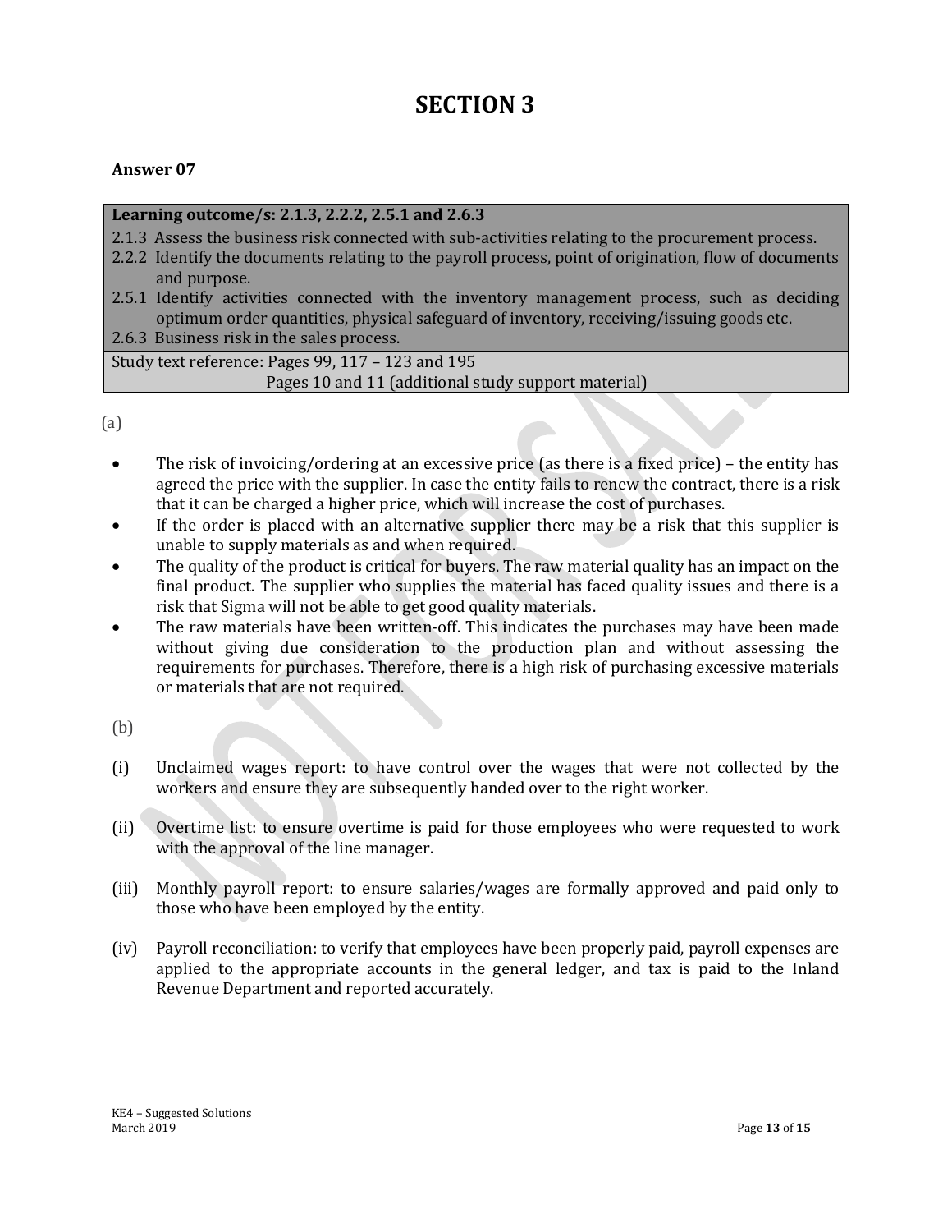# SECTION 3

**Answer 07**

| **Learning outcome/s: 2.1.3, 2.2.2, 2.5.1 and 2.6.3** |
|---|
| 2.1.3 Assess the business risk connected with sub-activities relating to the procurement process.<br>2.2.2 Identify the documents relating to the payroll process, point of origination, flow of documents and purpose.<br>2.5.1 Identify activities connected with the inventory management process, such as deciding optimum order quantities, physical safeguard of inventory, receiving/issuing goods etc.<br>2.6.3 Business risk in the sales process. |
| Study text reference: Pages 99, 117 – 123 and 195<br>Pages 10 and 11 (additional study support material) |

(a)

- The risk of invoicing/ordering at an excessive price (as there is a fixed price) – the entity has agreed the price with the supplier. In case the entity fails to renew the contract, there is a risk that it can be charged a higher price, which will increase the cost of purchases.
- If the order is placed with an alternative supplier there may be a risk that this supplier is unable to supply materials as and when required.
- The quality of the product is critical for buyers. The raw material quality has an impact on the final product. The supplier who supplies the material has faced quality issues and there is a risk that Sigma will not be able to get good quality materials.
- The raw materials have been written-off. This indicates the purchases may have been made without giving due consideration to the production plan and without assessing the requirements for purchases. Therefore, there is a high risk of purchasing excessive materials or materials that are not required.

(b)

(i) Unclaimed wages report: to have control over the wages that were not collected by the workers and ensure they are subsequently handed over to the right worker.

(ii) Overtime list: to ensure overtime is paid for those employees who were requested to work with the approval of the line manager.

(iii) Monthly payroll report: to ensure salaries/wages are formally approved and paid only to those who have been employed by the entity.

(iv) Payroll reconciliation: to verify that employees have been properly paid, payroll expenses are applied to the appropriate accounts in the general ledger, and tax is paid to the Inland Revenue Department and reported accurately.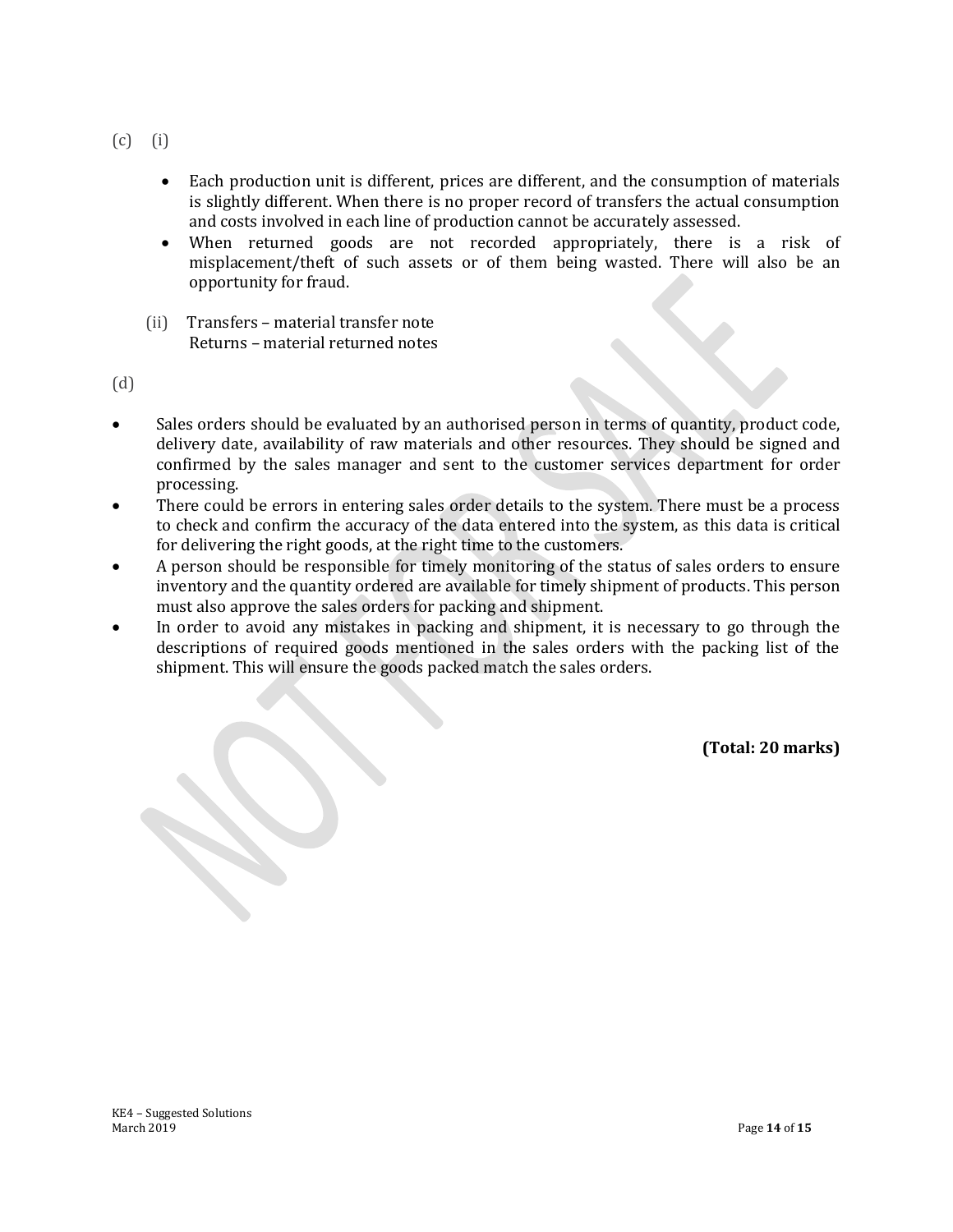(c) (i)

- Each production unit is different, prices are different, and the consumption of materials is slightly different. When there is no proper record of transfers the actual consumption and costs involved in each line of production cannot be accurately assessed.
- When returned goods are not recorded appropriately, there is a risk of misplacement/theft of such assets or of them being wasted. There will also be an opportunity for fraud.

(ii) Transfers – material transfer note
Returns – material returned notes

(d)

- Sales orders should be evaluated by an authorised person in terms of quantity, product code, delivery date, availability of raw materials and other resources. They should be signed and confirmed by the sales manager and sent to the customer services department for order processing.
- There could be errors in entering sales order details to the system. There must be a process to check and confirm the accuracy of the data entered into the system, as this data is critical for delivering the right goods, at the right time to the customers.
- A person should be responsible for timely monitoring of the status of sales orders to ensure inventory and the quantity ordered are available for timely shipment of products. This person must also approve the sales orders for packing and shipment.
- In order to avoid any mistakes in packing and shipment, it is necessary to go through the descriptions of required goods mentioned in the sales orders with the packing list of the shipment. This will ensure the goods packed match the sales orders.

**(Total: 20 marks)**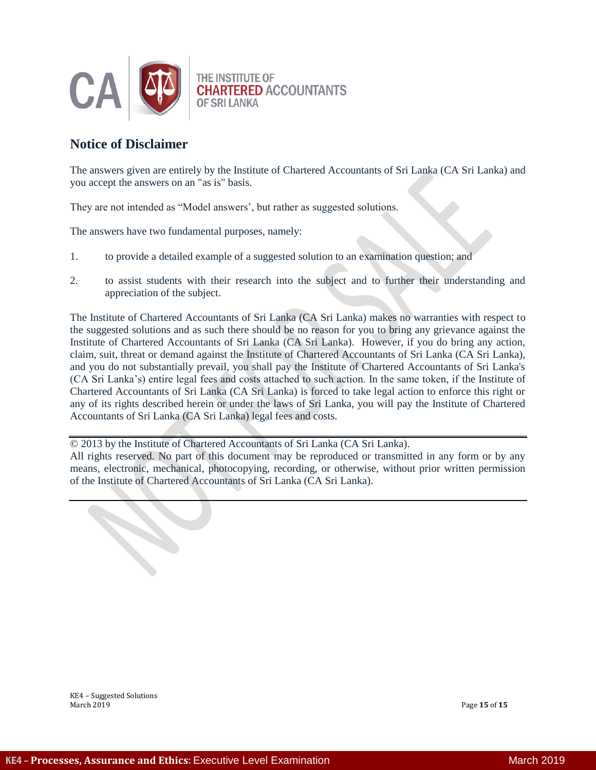THE INSTITUTE OF CHARTERED ACCOUNTANTS OF SRI LANKA

## Notice of Disclaimer

The answers given are entirely by the Institute of Chartered Accountants of Sri Lanka (CA Sri Lanka) and you accept the answers on an "as is" basis.

They are not intended as "Model answers', but rather as suggested solutions.

The answers have two fundamental purposes, namely:

1. to provide a detailed example of a suggested solution to an examination question; and

2. to assist students with their research into the subject and to further their understanding and appreciation of the subject.

The Institute of Chartered Accountants of Sri Lanka (CA Sri Lanka) makes no warranties with respect to the suggested solutions and as such there should be no reason for you to bring any grievance against the Institute of Chartered Accountants of Sri Lanka (CA Sri Lanka). However, if you do bring any action, claim, suit, threat or demand against the Institute of Chartered Accountants of Sri Lanka (CA Sri Lanka), and you do not substantially prevail, you shall pay the Institute of Chartered Accountants of Sri Lanka's (CA Sri Lanka's) entire legal fees and costs attached to such action. In the same token, if the Institute of Chartered Accountants of Sri Lanka (CA Sri Lanka) is forced to take legal action to enforce this right or any of its rights described herein or under the laws of Sri Lanka, you will pay the Institute of Chartered Accountants of Sri Lanka (CA Sri Lanka) legal fees and costs.

---

© 2013 by the Institute of Chartered Accountants of Sri Lanka (CA Sri Lanka).
All rights reserved. No part of this document may be reproduced or transmitted in any form or by any means, electronic, mechanical, photocopying, recording, or otherwise, without prior written permission of the Institute of Chartered Accountants of Sri Lanka (CA Sri Lanka).

---